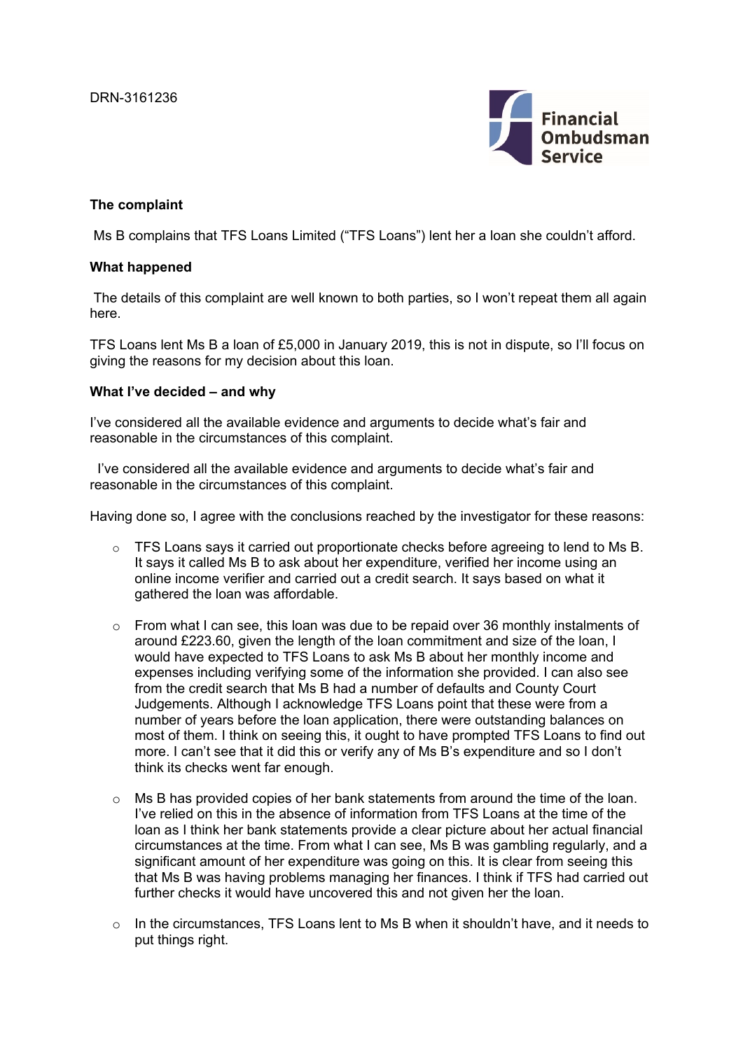DRN-3161236

## The complaint

Ms B complains that TFS Loans Limited ("TFS Loans") lent her a loan she couldn't afford.

## What happened

The details of this complaint are well known to both parties, so I won't repeat them all again here.

TFS Loans lent Ms B a loan of £5,000 in January 2019, this is not in dispute, so I'll focus on giving the reasons for my decision about this loan.

## What I've decided – and why

I've considered all the available evidence and arguments to decide what's fair and reasonable in the circumstances of this complaint.

I've considered all the available evidence and arguments to decide what's fair and reasonable in the circumstances of this complaint.

Having done so, I agree with the conclusions reached by the investigator for these reasons:

- TFS Loans says it carried out proportionate checks before agreeing to lend to Ms B. It says it called Ms B to ask about her expenditure, verified her income using an online income verifier and carried out a credit search. It says based on what it gathered the loan was affordable.
- From what I can see, this loan was due to be repaid over 36 monthly instalments of around £223.60, given the length of the loan commitment and size of the loan, I would have expected to TFS Loans to ask Ms B about her monthly income and expenses including verifying some of the information she provided. I can also see from the credit search that Ms B had a number of defaults and County Court Judgements. Although I acknowledge TFS Loans point that these were from a number of years before the loan application, there were outstanding balances on most of them. I think on seeing this, it ought to have prompted TFS Loans to find out more. I can't see that it did this or verify any of Ms B's expenditure and so I don't think its checks went far enough.
- Ms B has provided copies of her bank statements from around the time of the loan. I've relied on this in the absence of information from TFS Loans at the time of the loan as I think her bank statements provide a clear picture about her actual financial circumstances at the time. From what I can see, Ms B was gambling regularly, and a significant amount of her expenditure was going on this. It is clear from seeing this that Ms B was having problems managing her finances. I think if TFS had carried out further checks it would have uncovered this and not given her the loan.
- In the circumstances, TFS Loans lent to Ms B when it shouldn't have, and it needs to put things right.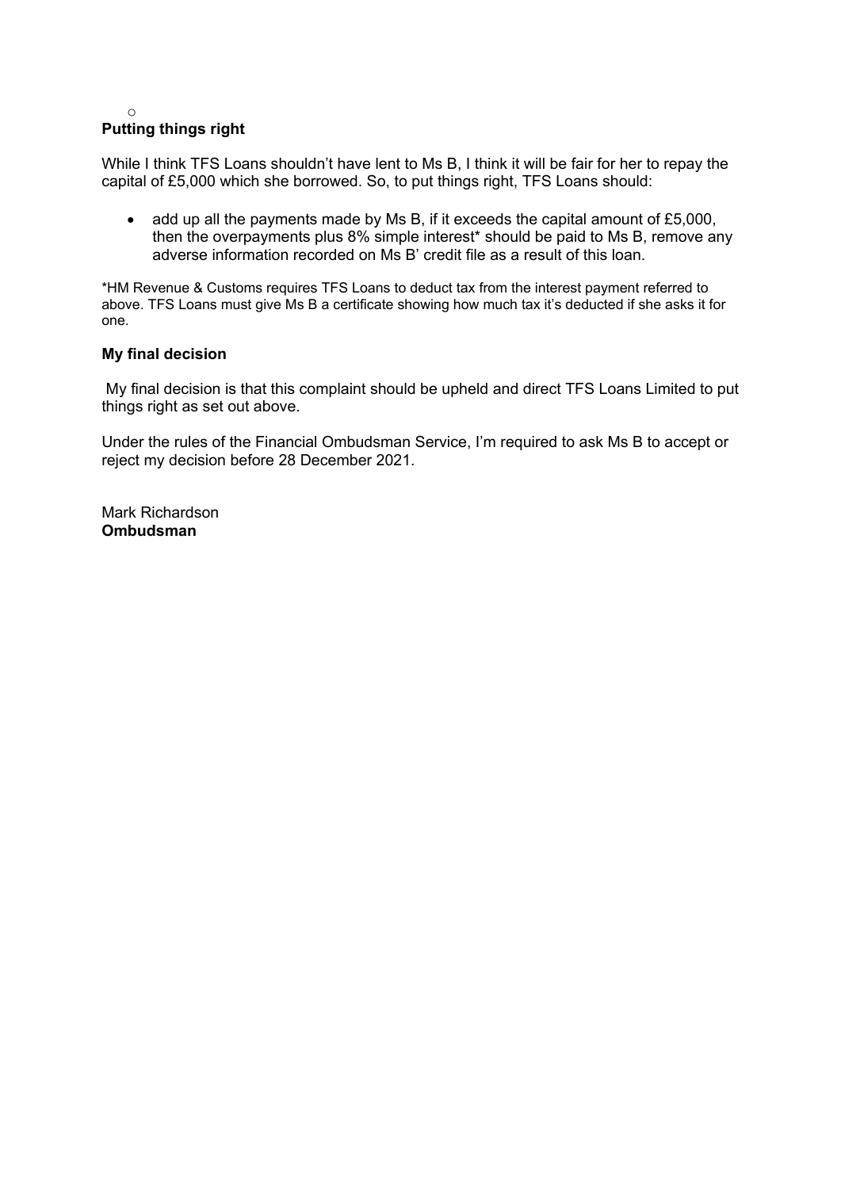## Putting things right

While I think TFS Loans shouldn't have lent to Ms B, I think it will be fair for her to repay the capital of £5,000 which she borrowed. So, to put things right, TFS Loans should:

- add up all the payments made by Ms B, if it exceeds the capital amount of £5,000, then the overpayments plus 8% simple interest* should be paid to Ms B, remove any adverse information recorded on Ms B' credit file as a result of this loan.

*HM Revenue & Customs requires TFS Loans to deduct tax from the interest payment referred to above. TFS Loans must give Ms B a certificate showing how much tax it's deducted if she asks it for one.

## My final decision

My final decision is that this complaint should be upheld and direct TFS Loans Limited to put things right as set out above.

Under the rules of the Financial Ombudsman Service, I'm required to ask Ms B to accept or reject my decision before 28 December 2021.

Mark Richardson
**Ombudsman**